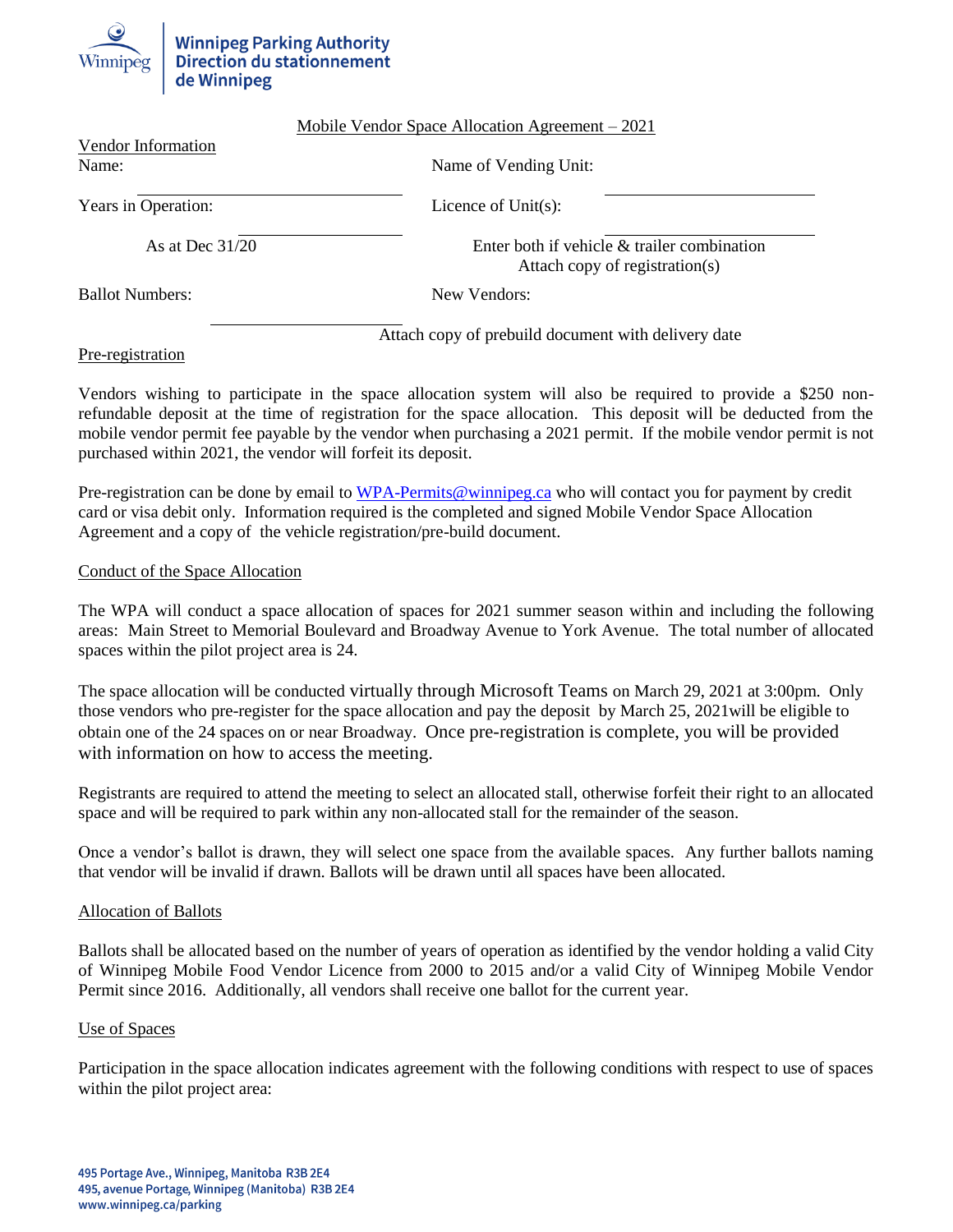Winnipeg Parking Authority
Direction du stationnement de Winnipeg

## Mobile Vendor Space Allocation Agreement – 2021

**Vendor Information**

Name: ______________________  Name of Vending Unit: ______________________

Years in Operation: ______________________  Licence of Unit(s): ______________________

As at Dec 31/20  Enter both if vehicle & trailer combination. Attach copy of registration(s)

Ballot Numbers: ______________________  New Vendors: Attach copy of prebuild document with delivery date

**Pre-registration**

Vendors wishing to participate in the space allocation system will also be required to provide a $250 non-refundable deposit at the time of registration for the space allocation. This deposit will be deducted from the mobile vendor permit fee payable by the vendor when purchasing a 2021 permit. If the mobile vendor permit is not purchased within 2021, the vendor will forfeit its deposit.

Pre-registration can be done by email to WPA-Permits@winnipeg.ca who will contact you for payment by credit card or visa debit only. Information required is the completed and signed Mobile Vendor Space Allocation Agreement and a copy of the vehicle registration/pre-build document.

**Conduct of the Space Allocation**

The WPA will conduct a space allocation of spaces for 2021 summer season within and including the following areas: Main Street to Memorial Boulevard and Broadway Avenue to York Avenue. The total number of allocated spaces within the pilot project area is 24.

The space allocation will be conducted virtually through Microsoft Teams on March 29, 2021 at 3:00pm. Only those vendors who pre-register for the space allocation and pay the deposit by March 25, 2021will be eligible to obtain one of the 24 spaces on or near Broadway. Once pre-registration is complete, you will be provided with information on how to access the meeting.

Registrants are required to attend the meeting to select an allocated stall, otherwise forfeit their right to an allocated space and will be required to park within any non-allocated stall for the remainder of the season.

Once a vendor's ballot is drawn, they will select one space from the available spaces. Any further ballots naming that vendor will be invalid if drawn. Ballots will be drawn until all spaces have been allocated.

**Allocation of Ballots**

Ballots shall be allocated based on the number of years of operation as identified by the vendor holding a valid City of Winnipeg Mobile Food Vendor Licence from 2000 to 2015 and/or a valid City of Winnipeg Mobile Vendor Permit since 2016. Additionally, all vendors shall receive one ballot for the current year.

**Use of Spaces**

Participation in the space allocation indicates agreement with the following conditions with respect to use of spaces within the pilot project area:

495 Portage Ave., Winnipeg, Manitoba R3B 2E4
495, avenue Portage, Winnipeg (Manitoba) R3B 2E4
www.winnipeg.ca/parking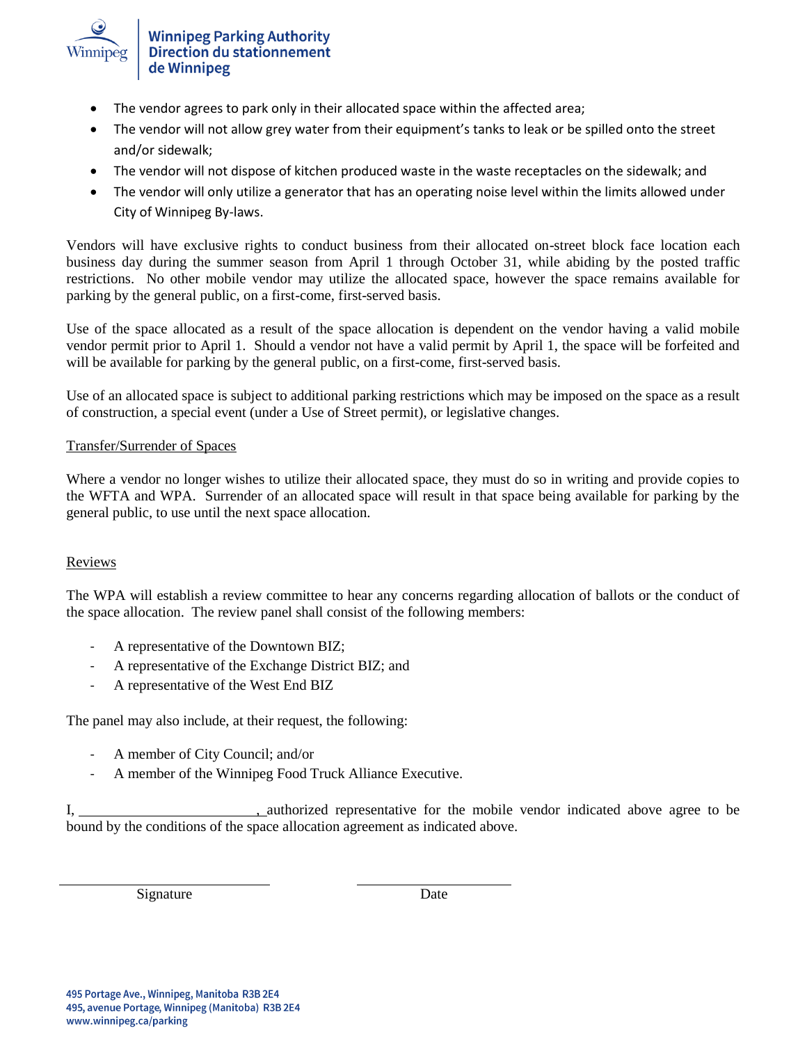- The vendor agrees to park only in their allocated space within the affected area;
- The vendor will not allow grey water from their equipment's tanks to leak or be spilled onto the street and/or sidewalk;
- The vendor will not dispose of kitchen produced waste in the waste receptacles on the sidewalk; and
- The vendor will only utilize a generator that has an operating noise level within the limits allowed under City of Winnipeg By-laws.

Vendors will have exclusive rights to conduct business from their allocated on-street block face location each business day during the summer season from April 1 through October 31, while abiding by the posted traffic restrictions. No other mobile vendor may utilize the allocated space, however the space remains available for parking by the general public, on a first-come, first-served basis.

Use of the space allocated as a result of the space allocation is dependent on the vendor having a valid mobile vendor permit prior to April 1. Should a vendor not have a valid permit by April 1, the space will be forfeited and will be available for parking by the general public, on a first-come, first-served basis.

Use of an allocated space is subject to additional parking restrictions which may be imposed on the space as a result of construction, a special event (under a Use of Street permit), or legislative changes.

<u>Transfer/Surrender of Spaces</u>

Where a vendor no longer wishes to utilize their allocated space, they must do so in writing and provide copies to the WFTA and WPA. Surrender of an allocated space will result in that space being available for parking by the general public, to use until the next space allocation.

<u>Reviews</u>

The WPA will establish a review committee to hear any concerns regarding allocation of ballots or the conduct of the space allocation. The review panel shall consist of the following members:

- A representative of the Downtown BIZ;
- A representative of the Exchange District BIZ; and
- A representative of the West End BIZ

The panel may also include, at their request, the following:

- A member of City Council; and/or
- A member of the Winnipeg Food Truck Alliance Executive.

I, ________________________, authorized representative for the mobile vendor indicated above agree to be bound by the conditions of the space allocation agreement as indicated above.

____________________________ Signature

______________________ Date